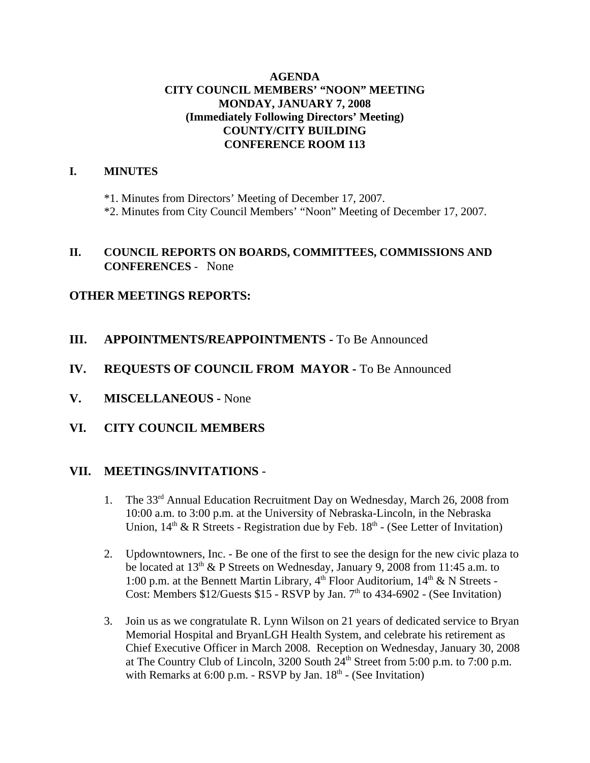# AGENDA
## CITY COUNCIL MEMBERS' "NOON" MEETING
## MONDAY, JANUARY 7, 2008
## (Immediately Following Directors' Meeting)
## COUNTY/CITY BUILDING
## CONFERENCE ROOM 113

**I. MINUTES**

*1. Minutes from Directors' Meeting of December 17, 2007.
*2. Minutes from City Council Members' "Noon" Meeting of December 17, 2007.

**II. COUNCIL REPORTS ON BOARDS, COMMITTEES, COMMISSIONS AND CONFERENCES** - None

**OTHER MEETINGS REPORTS:**

**III. APPOINTMENTS/REAPPOINTMENTS -** To Be Announced

**IV. REQUESTS OF COUNCIL FROM MAYOR -** To Be Announced

**V. MISCELLANEOUS -** None

**VI. CITY COUNCIL MEMBERS**

**VII. MEETINGS/INVITATIONS** -

1. The 33rd Annual Education Recruitment Day on Wednesday, March 26, 2008 from 10:00 a.m. to 3:00 p.m. at the University of Nebraska-Lincoln, in the Nebraska Union, 14th & R Streets - Registration due by Feb. 18th - (See Letter of Invitation)

2. Updowntowners, Inc. - Be one of the first to see the design for the new civic plaza to be located at 13th & P Streets on Wednesday, January 9, 2008 from 11:45 a.m. to 1:00 p.m. at the Bennett Martin Library, 4th Floor Auditorium, 14th & N Streets - Cost: Members $12/Guests $15 - RSVP by Jan. 7th to 434-6902 - (See Invitation)

3. Join us as we congratulate R. Lynn Wilson on 21 years of dedicated service to Bryan Memorial Hospital and BryanLGH Health System, and celebrate his retirement as Chief Executive Officer in March 2008. Reception on Wednesday, January 30, 2008 at The Country Club of Lincoln, 3200 South 24th Street from 5:00 p.m. to 7:00 p.m. with Remarks at 6:00 p.m. - RSVP by Jan. 18th - (See Invitation)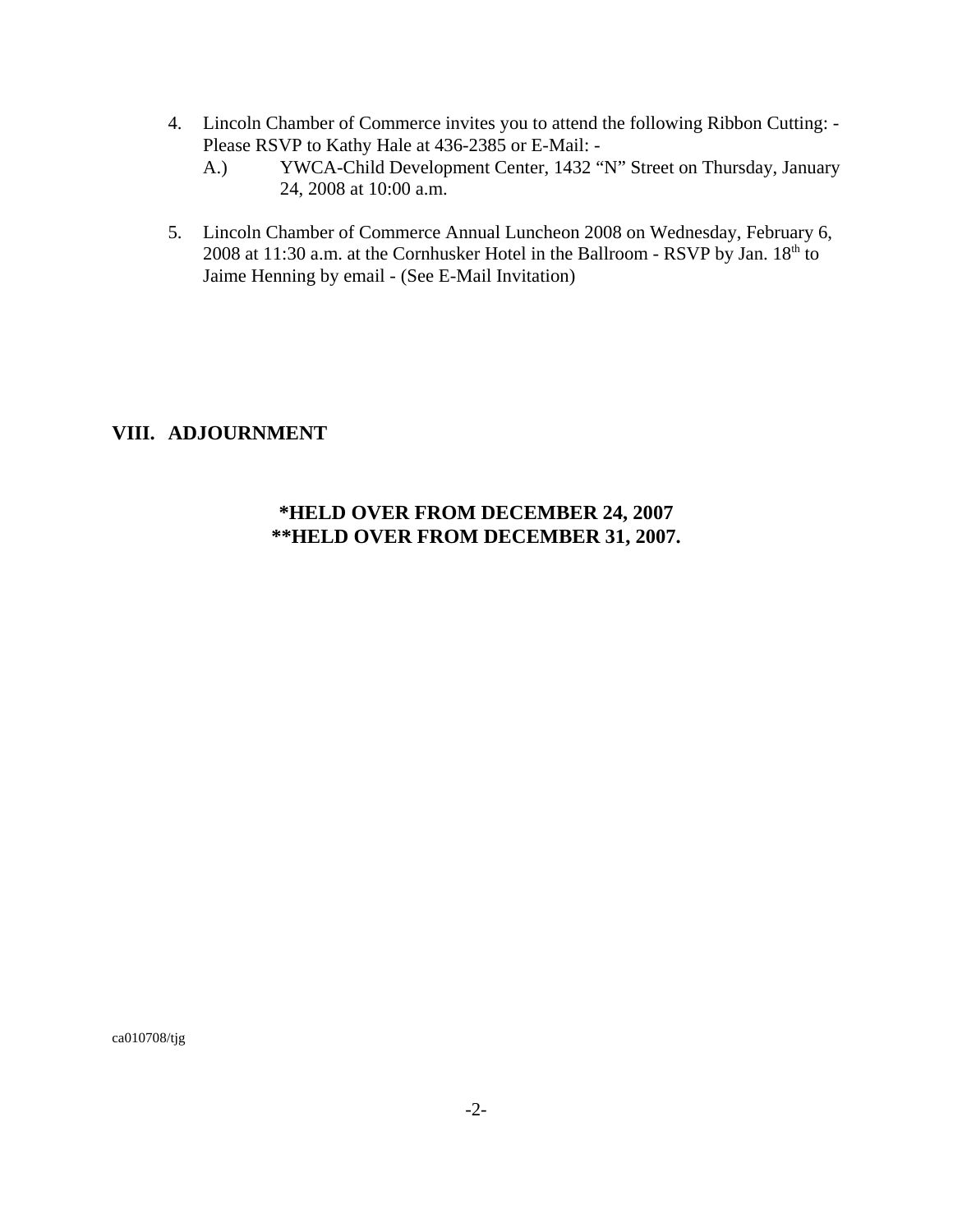4. Lincoln Chamber of Commerce invites you to attend the following Ribbon Cutting: - Please RSVP to Kathy Hale at 436-2385 or E-Mail: -
   A.) YWCA-Child Development Center, 1432 "N" Street on Thursday, January 24, 2008 at 10:00 a.m.

5. Lincoln Chamber of Commerce Annual Luncheon 2008 on Wednesday, February 6, 2008 at 11:30 a.m. at the Cornhusker Hotel in the Ballroom - RSVP by Jan. 18th to Jaime Henning by email - (See E-Mail Invitation)

## VIII. ADJOURNMENT

**\*HELD OVER FROM DECEMBER 24, 2007**
**\*\*HELD OVER FROM DECEMBER 31, 2007.**

ca010708/tjg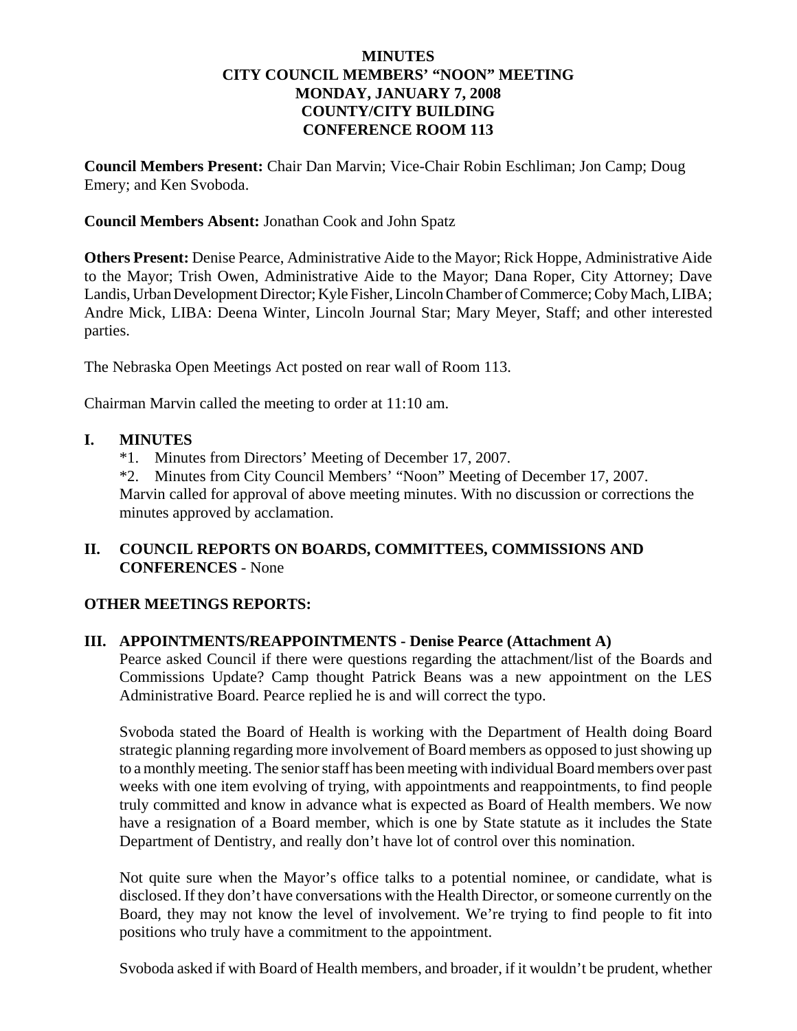**MINUTES**
**CITY COUNCIL MEMBERS' "NOON" MEETING**
**MONDAY, JANUARY 7, 2008**
**COUNTY/CITY BUILDING**
**CONFERENCE ROOM 113**

**Council Members Present:** Chair Dan Marvin; Vice-Chair Robin Eschliman; Jon Camp; Doug Emery; and Ken Svoboda.

**Council Members Absent:** Jonathan Cook and John Spatz

**Others Present:** Denise Pearce, Administrative Aide to the Mayor; Rick Hoppe, Administrative Aide to the Mayor; Trish Owen, Administrative Aide to the Mayor; Dana Roper, City Attorney; Dave Landis, Urban Development Director; Kyle Fisher, Lincoln Chamber of Commerce; Coby Mach, LIBA; Andre Mick, LIBA: Deena Winter, Lincoln Journal Star; Mary Meyer, Staff; and other interested parties.

The Nebraska Open Meetings Act posted on rear wall of Room 113.

Chairman Marvin called the meeting to order at 11:10 am.

**I. MINUTES**

*1. Minutes from Directors' Meeting of December 17, 2007.

*2. Minutes from City Council Members' "Noon" Meeting of December 17, 2007.

Marvin called for approval of above meeting minutes. With no discussion or corrections the minutes approved by acclamation.

**II. COUNCIL REPORTS ON BOARDS, COMMITTEES, COMMISSIONS AND CONFERENCES** - None

**OTHER MEETINGS REPORTS:**

**III. APPOINTMENTS/REAPPOINTMENTS - Denise Pearce (Attachment A)**

Pearce asked Council if there were questions regarding the attachment/list of the Boards and Commissions Update? Camp thought Patrick Beans was a new appointment on the LES Administrative Board. Pearce replied he is and will correct the typo.

Svoboda stated the Board of Health is working with the Department of Health doing Board strategic planning regarding more involvement of Board members as opposed to just showing up to a monthly meeting. The senior staff has been meeting with individual Board members over past weeks with one item evolving of trying, with appointments and reappointments, to find people truly committed and know in advance what is expected as Board of Health members. We now have a resignation of a Board member, which is one by State statute as it includes the State Department of Dentistry, and really don't have lot of control over this nomination.

Not quite sure when the Mayor's office talks to a potential nominee, or candidate, what is disclosed. If they don't have conversations with the Health Director, or someone currently on the Board, they may not know the level of involvement. We're trying to find people to fit into positions who truly have a commitment to the appointment.

Svoboda asked if with Board of Health members, and broader, if it wouldn't be prudent, whether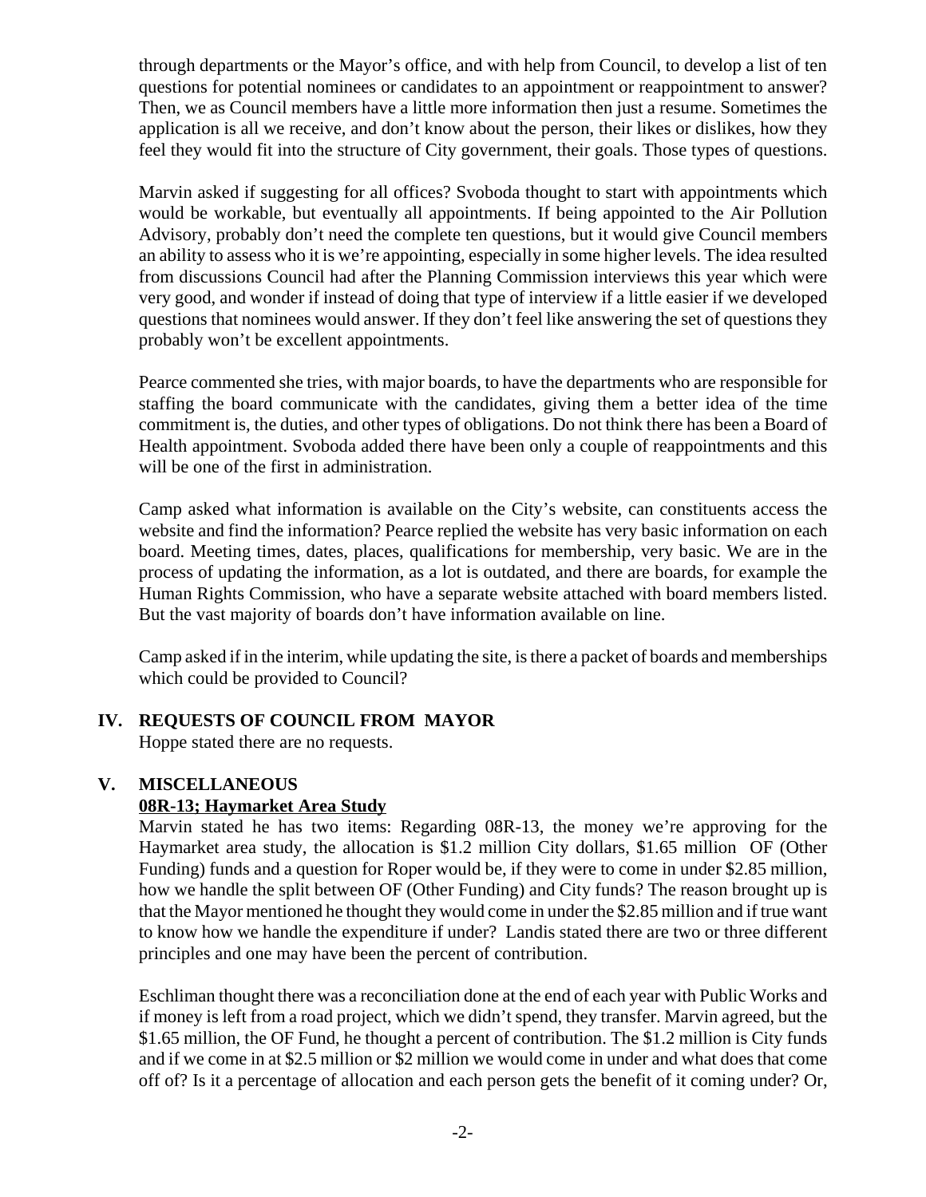through departments or the Mayor's office, and with help from Council, to develop a list of ten questions for potential nominees or candidates to an appointment or reappointment to answer? Then, we as Council members have a little more information then just a resume. Sometimes the application is all we receive, and don't know about the person, their likes or dislikes, how they feel they would fit into the structure of City government, their goals. Those types of questions.

Marvin asked if suggesting for all offices? Svoboda thought to start with appointments which would be workable, but eventually all appointments. If being appointed to the Air Pollution Advisory, probably don't need the complete ten questions, but it would give Council members an ability to assess who it is we're appointing, especially in some higher levels. The idea resulted from discussions Council had after the Planning Commission interviews this year which were very good, and wonder if instead of doing that type of interview if a little easier if we developed questions that nominees would answer. If they don't feel like answering the set of questions they probably won't be excellent appointments.

Pearce commented she tries, with major boards, to have the departments who are responsible for staffing the board communicate with the candidates, giving them a better idea of the time commitment is, the duties, and other types of obligations. Do not think there has been a Board of Health appointment. Svoboda added there have been only a couple of reappointments and this will be one of the first in administration.

Camp asked what information is available on the City's website, can constituents access the website and find the information? Pearce replied the website has very basic information on each board. Meeting times, dates, places, qualifications for membership, very basic. We are in the process of updating the information, as a lot is outdated, and there are boards, for example the Human Rights Commission, who have a separate website attached with board members listed. But the vast majority of boards don't have information available on line.

Camp asked if in the interim, while updating the site, is there a packet of boards and memberships which could be provided to Council?

## IV. REQUESTS OF COUNCIL FROM MAYOR

Hoppe stated there are no requests.

## V. MISCELLANEOUS

**08R-13; Haymarket Area Study**

Marvin stated he has two items: Regarding 08R-13, the money we're approving for the Haymarket area study, the allocation is $1.2 million City dollars, $1.65 million OF (Other Funding) funds and a question for Roper would be, if they were to come in under $2.85 million, how we handle the split between OF (Other Funding) and City funds? The reason brought up is that the Mayor mentioned he thought they would come in under the $2.85 million and if true want to know how we handle the expenditure if under? Landis stated there are two or three different principles and one may have been the percent of contribution.

Eschliman thought there was a reconciliation done at the end of each year with Public Works and if money is left from a road project, which we didn't spend, they transfer. Marvin agreed, but the $1.65 million, the OF Fund, he thought a percent of contribution. The $1.2 million is City funds and if we come in at $2.5 million or $2 million we would come in under and what does that come off of? Is it a percentage of allocation and each person gets the benefit of it coming under? Or,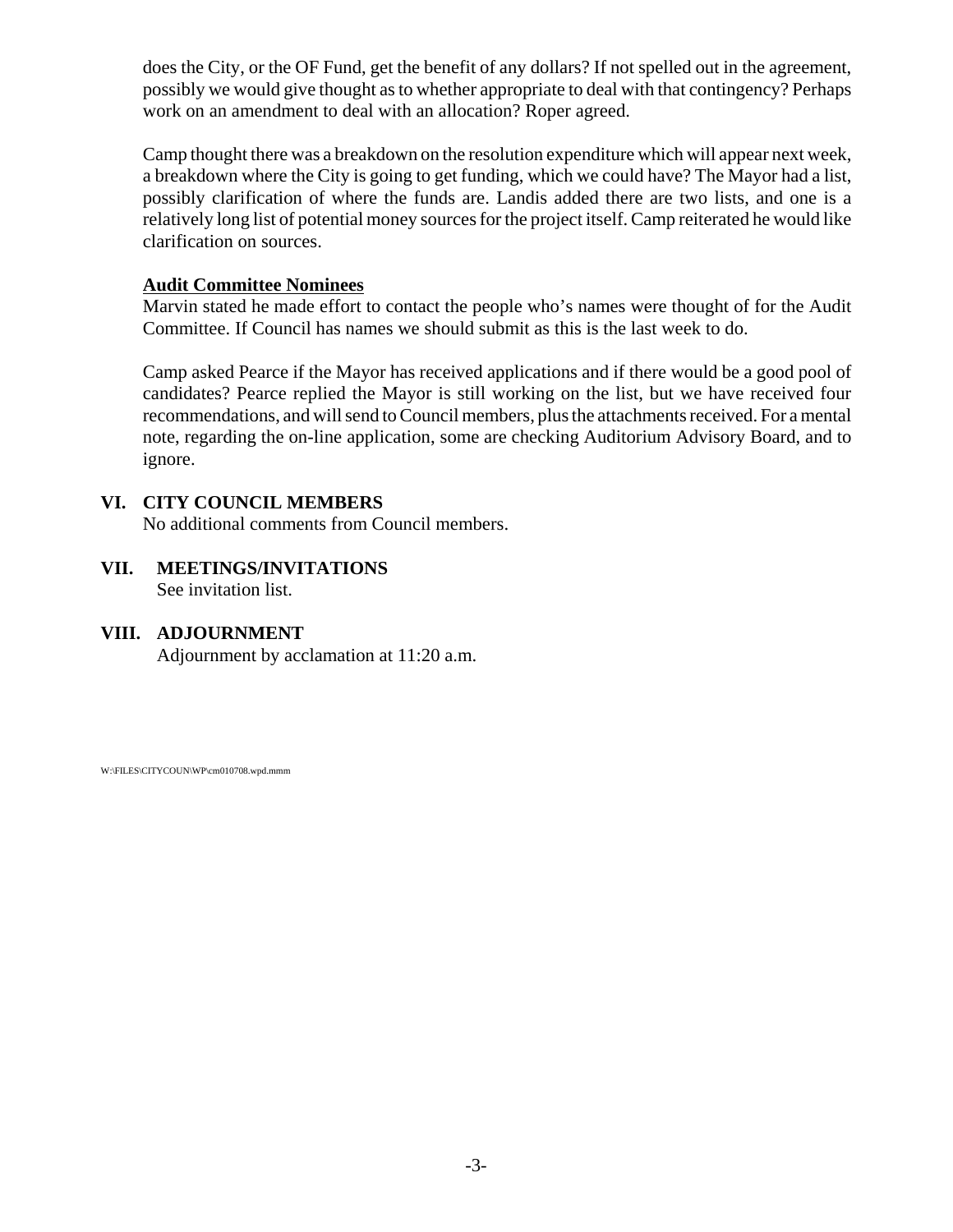does the City, or the OF Fund, get the benefit of any dollars? If not spelled out in the agreement, possibly we would give thought as to whether appropriate to deal with that contingency? Perhaps work on an amendment to deal with an allocation? Roper agreed.

Camp thought there was a breakdown on the resolution expenditure which will appear next week, a breakdown where the City is going to get funding, which we could have? The Mayor had a list, possibly clarification of where the funds are. Landis added there are two lists, and one is a relatively long list of potential money sources for the project itself. Camp reiterated he would like clarification on sources.

**Audit Committee Nominees**

Marvin stated he made effort to contact the people who's names were thought of for the Audit Committee. If Council has names we should submit as this is the last week to do.

Camp asked Pearce if the Mayor has received applications and if there would be a good pool of candidates? Pearce replied the Mayor is still working on the list, but we have received four recommendations, and will send to Council members, plus the attachments received. For a mental note, regarding the on-line application, some are checking Auditorium Advisory Board, and to ignore.

## VI. CITY COUNCIL MEMBERS

No additional comments from Council members.

## VII. MEETINGS/INVITATIONS

See invitation list.

## VIII. ADJOURNMENT

Adjournment by acclamation at 11:20 a.m.

W:\FILES\CITYCOUN\WP\cm010708.wpd.mmm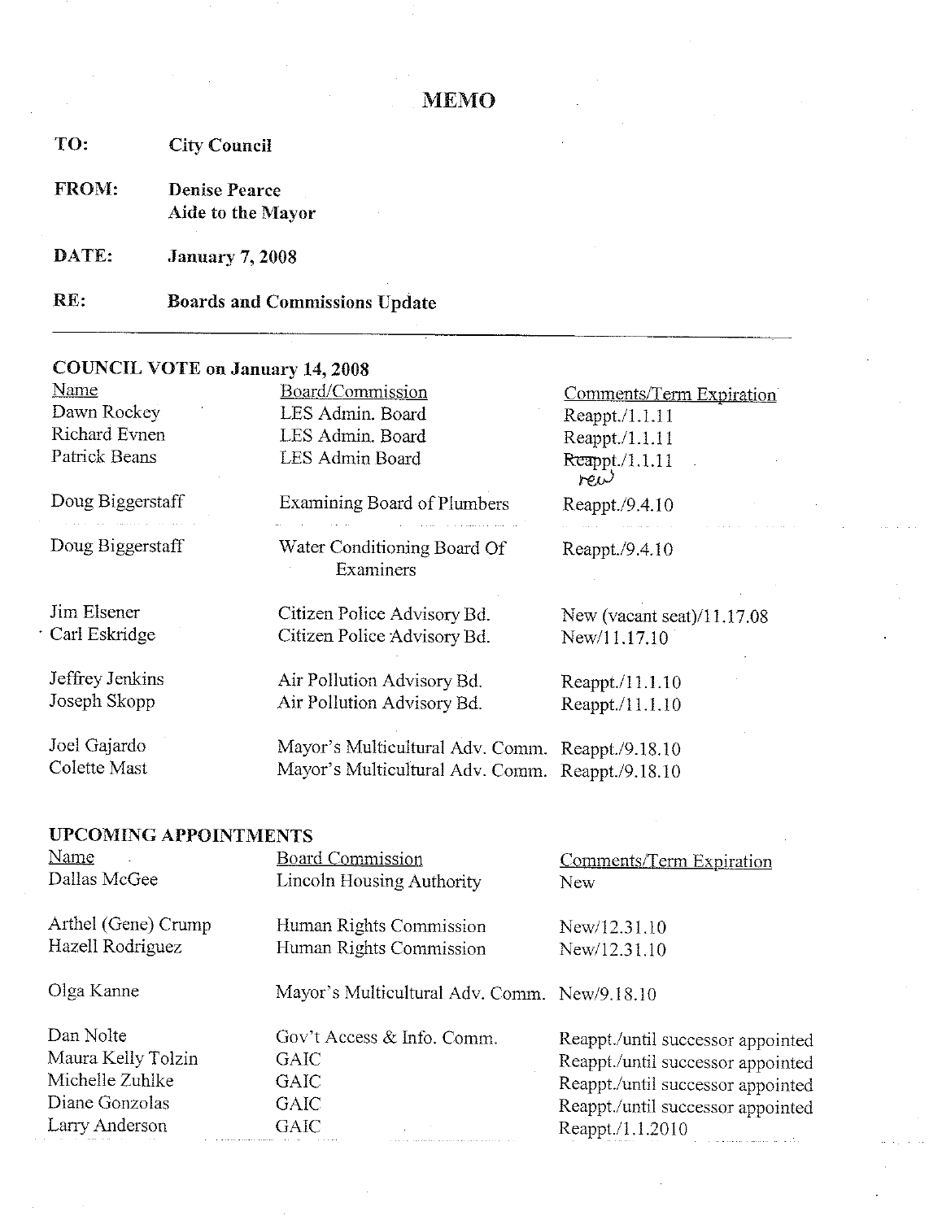# MEMO

**TO:** City Council

**FROM:** Denise Pearce
Aide to the Mayor

**DATE:** January 7, 2008

**RE:** Boards and Commissions Update

---

## COUNCIL VOTE on January 14, 2008

| Name | Board/Commission | Comments/Term Expiration |
|---|---|---|
| Dawn Rockey | LES Admin. Board | Reappt./1.1.11 |
| Richard Evnen | LES Admin. Board | Reappt./1.1.11 |
| Patrick Beans | LES Admin Board | ~~Reappt.~~/1.1.11 new |
| Doug Biggerstaff | Examining Board of Plumbers | Reappt./9.4.10 |
| Doug Biggerstaff | Water Conditioning Board Of Examiners | Reappt./9.4.10 |
| Jim Elsener | Citizen Police Advisory Bd. | New (vacant seat)/11.17.08 |
| Carl Eskridge | Citizen Police Advisory Bd. | New/11.17.10 |
| Jeffrey Jenkins | Air Pollution Advisory Bd. | Reappt./11.1.10 |
| Joseph Skopp | Air Pollution Advisory Bd. | Reappt./11.1.10 |
| Joel Gajardo | Mayor's Multicultural Adv. Comm. | Reappt./9.18.10 |
| Colette Mast | Mayor's Multicultural Adv. Comm. | Reappt./9.18.10 |

## UPCOMING APPOINTMENTS

| Name | Board Commission | Comments/Term Expiration |
|---|---|---|
| Dallas McGee | Lincoln Housing Authority | New |
| Arthel (Gene) Crump | Human Rights Commission | New/12.31.10 |
| Hazell Rodriguez | Human Rights Commission | New/12.31.10 |
| Olga Kanne | Mayor's Multicultural Adv. Comm. | New/9.18.10 |
| Dan Nolte | Gov't Access & Info. Comm. | Reappt./until successor appointed |
| Maura Kelly Tolzin | GAIC | Reappt./until successor appointed |
| Michelle Zuhlke | GAIC | Reappt./until successor appointed |
| Diane Gonzolas | GAIC | Reappt./until successor appointed |
| Larry Anderson | GAIC | Reappt./1.1.2010 |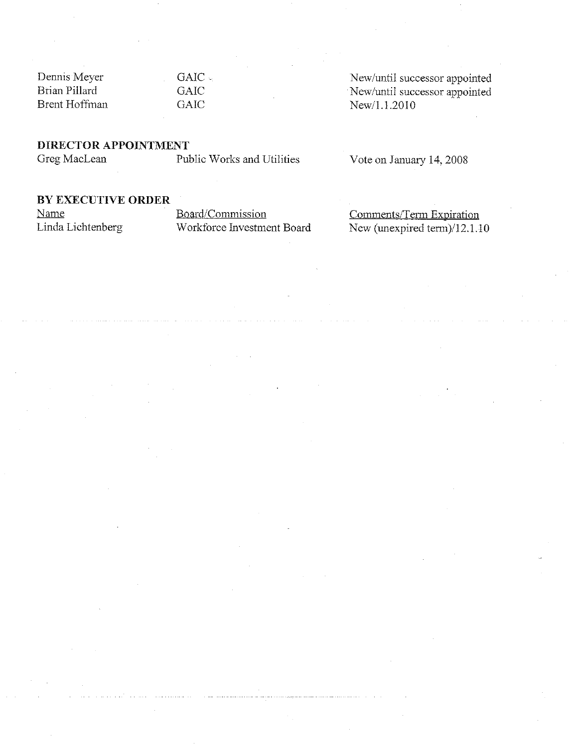| | | |
|---|---|---|
| Dennis Meyer | GAIC | New/until successor appointed |
| Brian Pillard | GAIC | New/until successor appointed |
| Brent Hoffman | GAIC | New/1.1.2010 |

**DIRECTOR APPOINTMENT**

| | | |
|---|---|---|
| Greg MacLean | Public Works and Utilities | Vote on January 14, 2008 |

**BY EXECUTIVE ORDER**

| Name | Board/Commission | Comments/Term Expiration |
|---|---|---|
| Linda Lichtenberg | Workforce Investment Board | New (unexpired term)/12.1.10 |